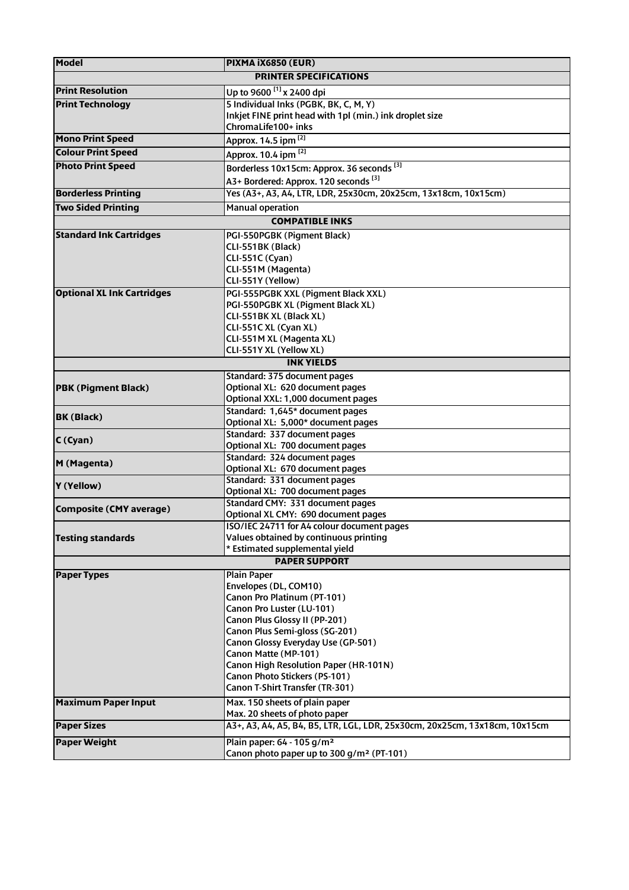| Model | PIXMA iX6850 (EUR) |
|---|---|
| **PRINTER SPECIFICATIONS** | |
| Print Resolution | Up to 9600 [1] x 2400 dpi |
| Print Technology | 5 Individual Inks (PGBK, BK, C, M, Y)<br>Inkjet FINE print head with 1pl (min.) ink droplet size<br>ChromaLife100+ inks |
| Mono Print Speed | Approx. 14.5 ipm [2] |
| Colour Print Speed | Approx. 10.4 ipm [2] |
| Photo Print Speed | Borderless 10x15cm: Approx. 36 seconds [3]<br>A3+ Bordered: Approx. 120 seconds [3] |
| Borderless Printing | Yes (A3+, A3, A4, LTR, LDR, 25x30cm, 20x25cm, 13x18cm, 10x15cm) |
| Two Sided Printing | Manual operation |
| **COMPATIBLE INKS** | |
| Standard Ink Cartridges | PGI-550PGBK (Pigment Black)<br>CLI-551BK (Black)<br>CLI-551C (Cyan)<br>CLI-551M (Magenta)<br>CLI-551Y (Yellow) |
| Optional XL Ink Cartridges | PGI-555PGBK XXL (Pigment Black XXL)<br>PGI-550PGBK XL (Pigment Black XL)<br>CLI-551BK XL (Black XL)<br>CLI-551C XL (Cyan XL)<br>CLI-551M XL (Magenta XL)<br>CLI-551Y XL (Yellow XL) |
| **INK YIELDS** | |
| PBK (Pigment Black) | Standard: 375 document pages<br>Optional XL: 620 document pages<br>Optional XXL: 1,000 document pages |
| BK (Black) | Standard: 1,645* document pages<br>Optional XL: 5,000* document pages |
| C (Cyan) | Standard: 337 document pages<br>Optional XL: 700 document pages |
| M (Magenta) | Standard: 324 document pages<br>Optional XL: 670 document pages |
| Y (Yellow) | Standard: 331 document pages<br>Optional XL: 700 document pages |
| Composite (CMY average) | Standard CMY: 331 document pages<br>Optional XL CMY: 690 document pages |
| Testing standards | ISO/IEC 24711 for A4 colour document pages<br>Values obtained by continuous printing<br>* Estimated supplemental yield |
| **PAPER SUPPORT** | |
| Paper Types | Plain Paper<br>Envelopes (DL, COM10)<br>Canon Pro Platinum (PT-101)<br>Canon Pro Luster (LU-101)<br>Canon Plus Glossy II (PP-201)<br>Canon Plus Semi-gloss (SG-201)<br>Canon Glossy Everyday Use (GP-501)<br>Canon Matte (MP-101)<br>Canon High Resolution Paper (HR-101N)<br>Canon Photo Stickers (PS-101)<br>Canon T-Shirt Transfer (TR-301) |
| Maximum Paper Input | Max. 150 sheets of plain paper<br>Max. 20 sheets of photo paper |
| Paper Sizes | A3+, A3, A4, A5, B4, B5, LTR, LGL, LDR, 25x30cm, 20x25cm, 13x18cm, 10x15cm |
| Paper Weight | Plain paper: 64 - 105 g/m²<br>Canon photo paper up to 300 g/m² (PT-101) |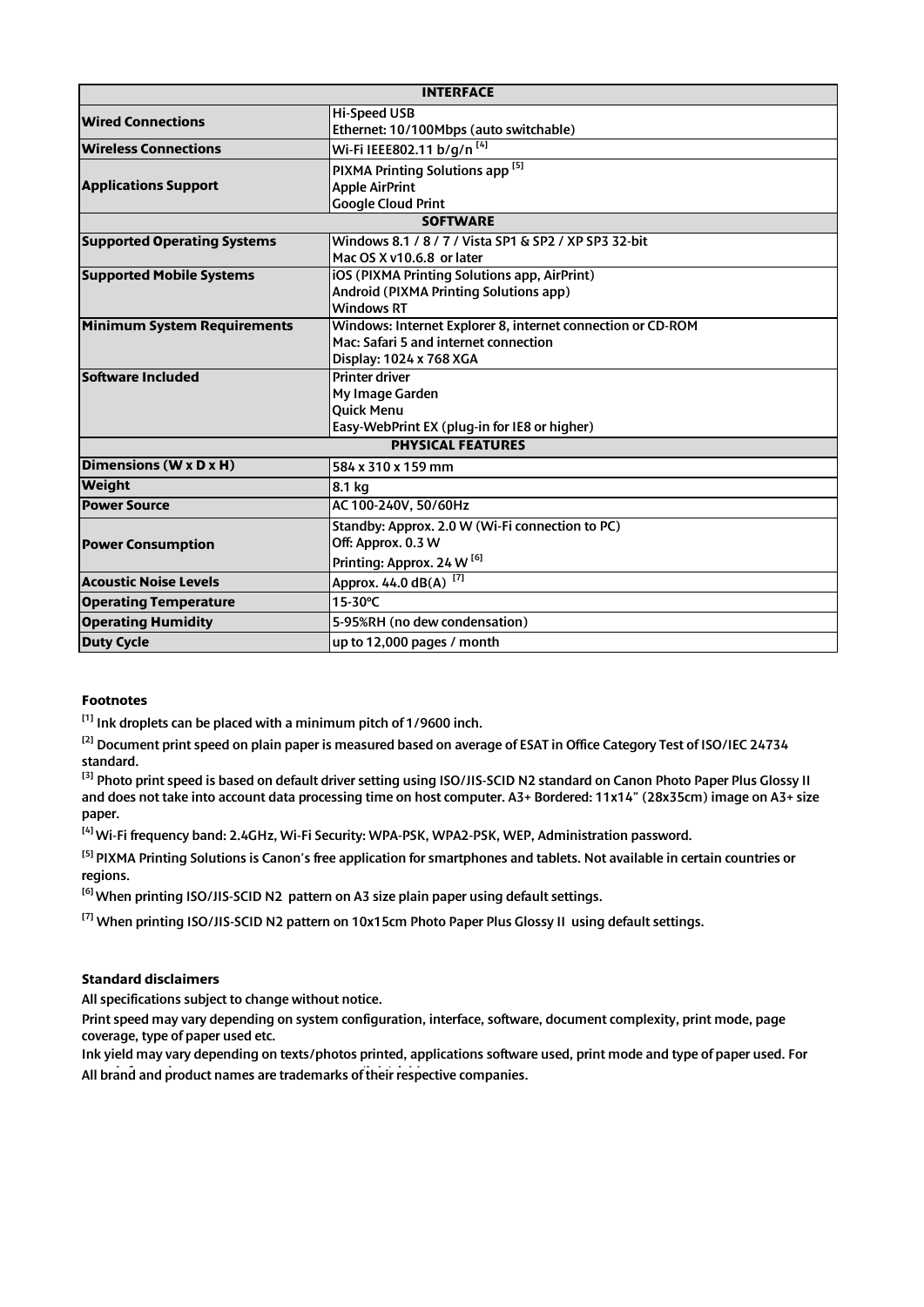| | |
|---|---|
| **INTERFACE** | |
| **Wired Connections** | Hi-Speed USB<br>Ethernet: 10/100Mbps (auto switchable) |
| **Wireless Connections** | Wi-Fi IEEE802.11 b/g/n [4] |
| **Applications Support** | PIXMA Printing Solutions app [5]<br>Apple AirPrint<br>Google Cloud Print |
| **SOFTWARE** | |
| **Supported Operating Systems** | Windows 8.1 / 8 / 7 / Vista SP1 & SP2 / XP SP3 32-bit<br>Mac OS X v10.6.8 or later |
| **Supported Mobile Systems** | iOS (PIXMA Printing Solutions app, AirPrint)<br>Android (PIXMA Printing Solutions app)<br>Windows RT |
| **Minimum System Requirements** | Windows: Internet Explorer 8, internet connection or CD-ROM<br>Mac: Safari 5 and internet connection<br>Display: 1024 x 768 XGA |
| **Software Included** | Printer driver<br>My Image Garden<br>Quick Menu<br>Easy-WebPrint EX (plug-in for IE8 or higher) |
| **PHYSICAL FEATURES** | |
| **Dimensions (W x D x H)** | 584 x 310 x 159 mm |
| **Weight** | 8.1 kg |
| **Power Source** | AC 100-240V, 50/60Hz |
| **Power Consumption** | Standby: Approx. 2.0 W (Wi-Fi connection to PC)<br>Off: Approx. 0.3 W<br>Printing: Approx. 24 W [6] |
| **Acoustic Noise Levels** | Approx. 44.0 dB(A) [7] |
| **Operating Temperature** | 15-30ºC |
| **Operating Humidity** | 5-95%RH (no dew condensation) |
| **Duty Cycle** | up to 12,000 pages / month |

**Footnotes**

[1] Ink droplets can be placed with a minimum pitch of 1/9600 inch.

[2] Document print speed on plain paper is measured based on average of ESAT in Office Category Test of ISO/IEC 24734 standard.

[3] Photo print speed is based on default driver setting using ISO/JIS-SCID N2 standard on Canon Photo Paper Plus Glossy II and does not take into account data processing time on host computer. A3+ Bordered: 11x14" (28x35cm) image on A3+ size paper.

[4] Wi-Fi frequency band: 2.4GHz, Wi-Fi Security: WPA-PSK, WPA2-PSK, WEP, Administration password.

[5] PIXMA Printing Solutions is Canon's free application for smartphones and tablets. Not available in certain countries or regions.

[6] When printing ISO/JIS-SCID N2 pattern on A3 size plain paper using default settings.

[7] When printing ISO/JIS-SCID N2 pattern on 10x15cm Photo Paper Plus Glossy II using default settings.

**Standard disclaimers**

All specifications subject to change without notice.

Print speed may vary depending on system configuration, interface, software, document complexity, print mode, page coverage, type of paper used etc.

Ink yield may vary depending on texts/photos printed, applications software used, print mode and type of paper used. For

All brand and product names are trademarks of their respective companies.